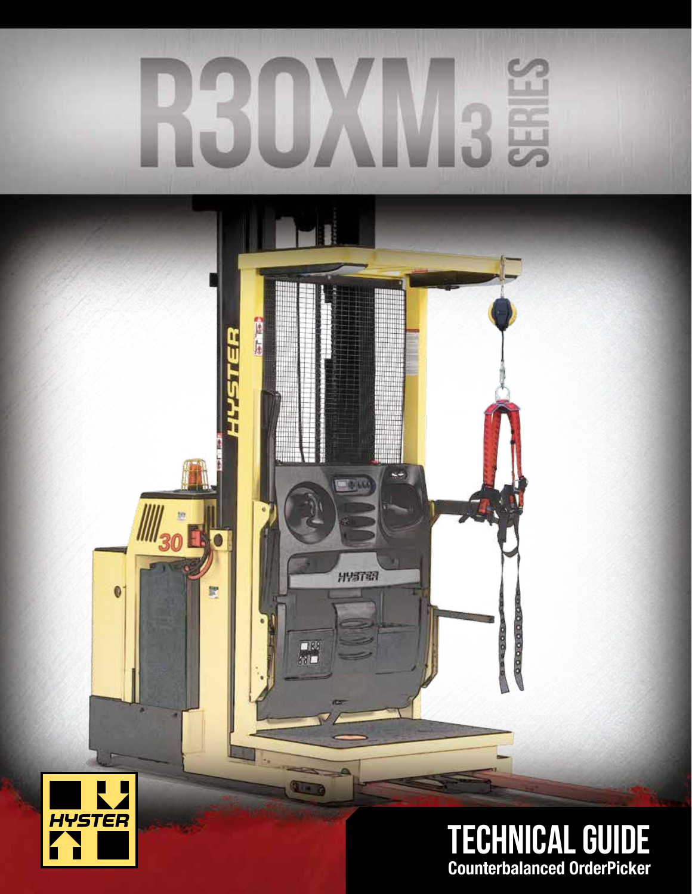# R30XM3 SERIES

## TECHNICAL GUIDE

**Counterbalanced OrderPicker**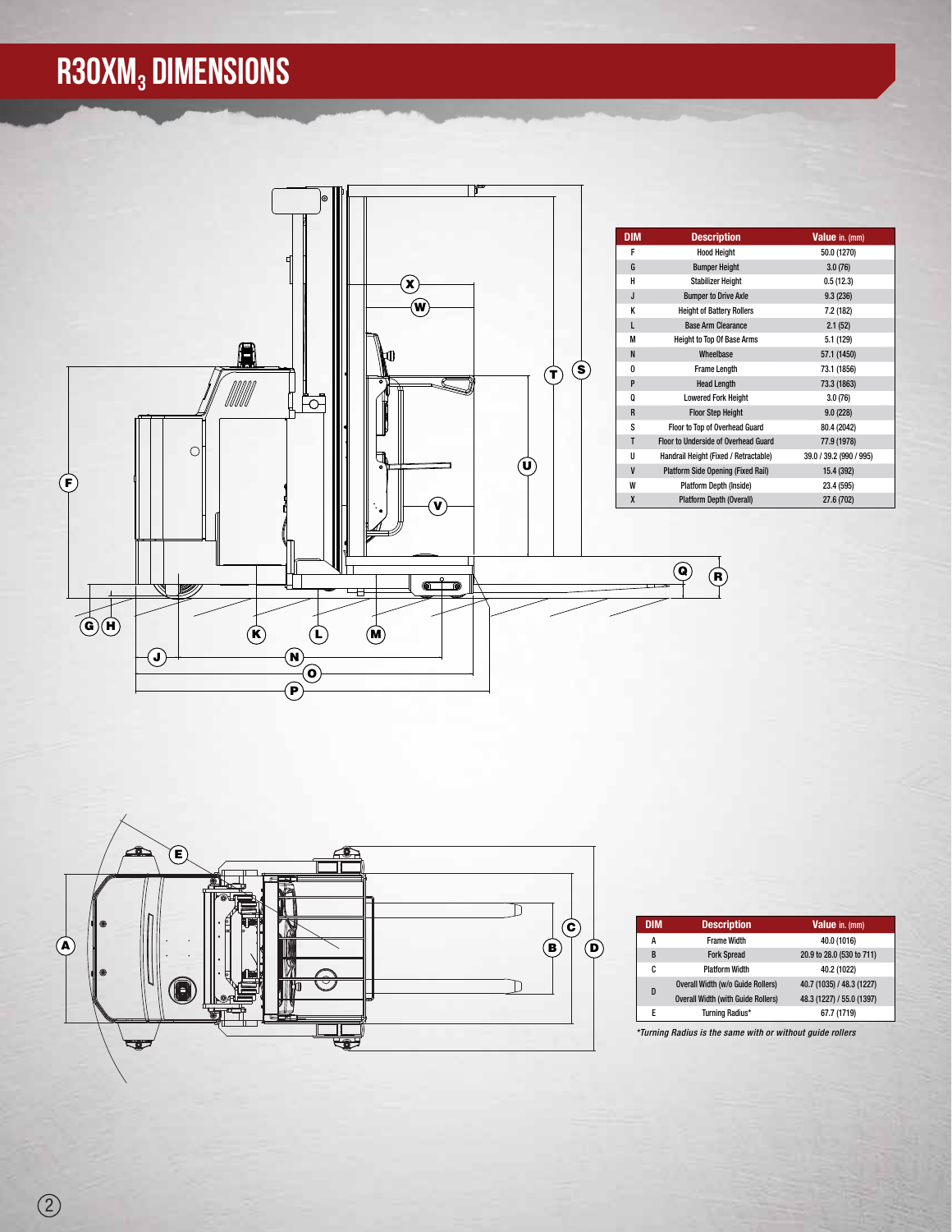# $R30XM_3$ DIMENSIONS

| DIM | Description | Value in. (mm) |
|---|---|---|
| F | Hood Height | 50.0 (1270) |
| G | Bumper Height | 3.0 (76) |
| H | Stabilizer Height | 0.5 (12.3) |
| J | Bumper to Drive Axle | 9.3 (236) |
| K | Height of Battery Rollers | 7.2 (182) |
| L | Base Arm Clearance | 2.1 (52) |
| M | Height to Top Of Base Arms | 5.1 (129) |
| N | Wheelbase | 57.1 (1450) |
| O | Frame Length | 73.1 (1856) |
| P | Head Length | 73.3 (1863) |
| Q | Lowered Fork Height | 3.0 (76) |
| R | Floor Step Height | 9.0 (228) |
| S | Floor to Top of Overhead Guard | 80.4 (2042) |
| T | Floor to Underside of Overhead Guard | 77.9 (1978) |
| U | Handrail Height (Fixed / Retractable) | 39.0 / 39.2 (990 / 995) |
| V | Platform Side Opening (Fixed Rail) | 15.4 (392) |
| W | Platform Depth (Inside) | 23.4 (595) |
| X | Platform Depth (Overall) | 27.6 (702) |

| DIM | Description | Value in. (mm) |
|---|---|---|
| A | Frame Width | 40.0 (1016) |
| B | Fork Spread | 20.9 to 28.0 (530 to 711) |
| C | Platform Width | 40.2 (1022) |
| D | Overall Width (w/o Guide Rollers) | 40.7 (1035) / 48.3 (1227) |
| | Overall Width (with Guide Rollers) | 48.3 (1227) / 55.0 (1397) |
| E | Turning Radius* | 67.7 (1719) |

*Turning Radius is the same with or without guide rollers*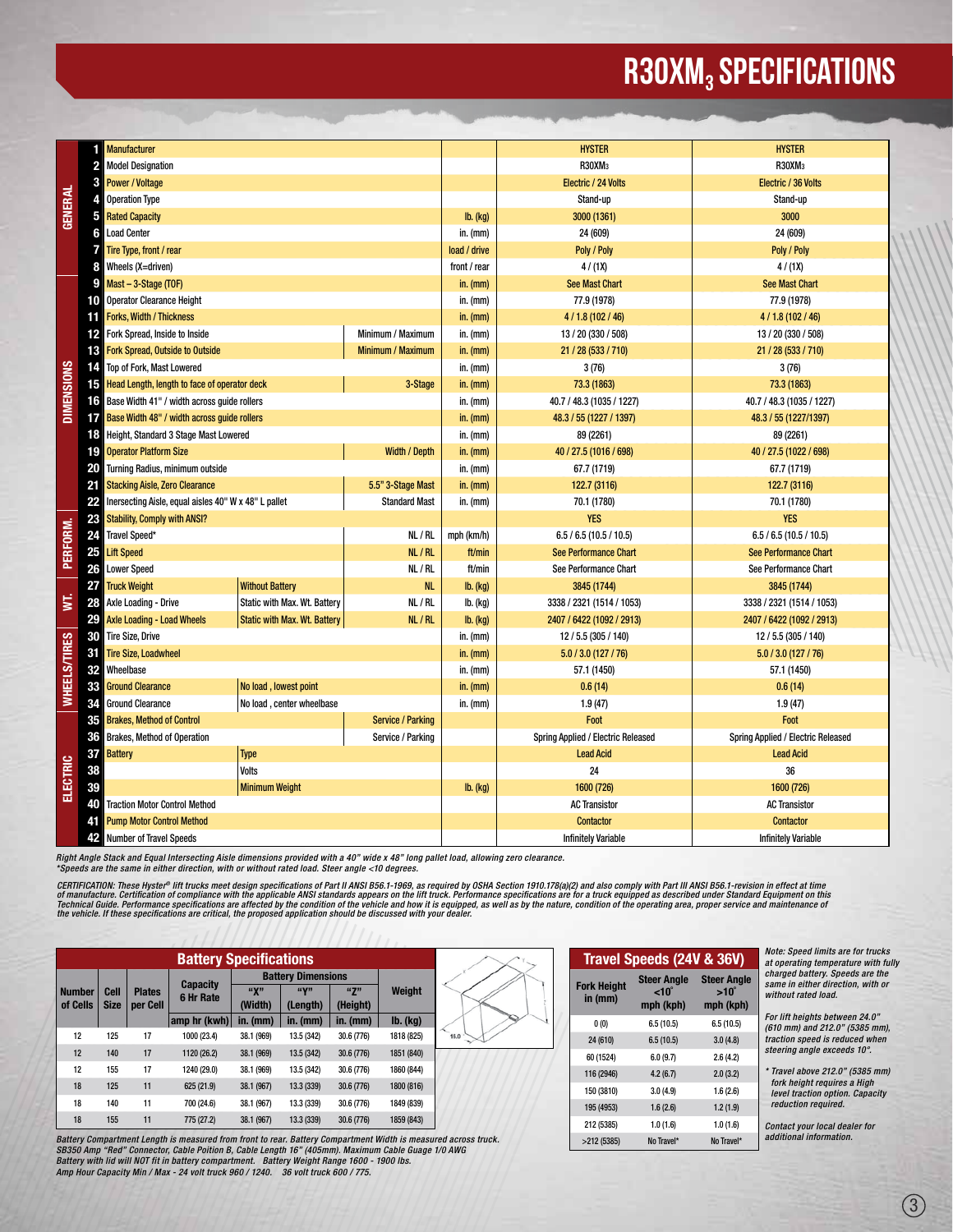# R30XM$_3$ SPECIFICATIONS

| Section | # | Item | | | Unit | | |
|---|---|---|---|---|---|---|---|
| GENERAL | 1 | Manufacturer | | | | HYSTER | HYSTER |
| | 2 | Model Designation | | | | R30XM3 | R30XM3 |
| | 3 | Power / Voltage | | | | Electric / 24 Volts | Electric / 36 Volts |
| | 4 | Operation Type | | | | Stand-up | Stand-up |
| | 5 | Rated Capacity | | | lb. (kg) | 3000 (1361) | 3000 |
| | 6 | Load Center | | | in. (mm) | 24 (609) | 24 (609) |
| | 7 | Tire Type, front / rear | | | load / drive | Poly / Poly | Poly / Poly |
| | 8 | Wheels (X=driven) | | | front / rear | 4 / (1X) | 4 / (1X) |
| DIMENSIONS | 9 | Mast – 3-Stage (TOF) | | | in. (mm) | See Mast Chart | See Mast Chart |
| | 10 | Operator Clearance Height | | | in. (mm) | 77.9 (1978) | 77.9 (1978) |
| | 11 | Forks, Width / Thickness | | | in. (mm) | 4 / 1.8 (102 / 46) | 4 / 1.8 (102 / 46) |
| | 12 | Fork Spread, Inside to Inside | | Minimum / Maximum | in. (mm) | 13 / 20 (330 / 508) | 13 / 20 (330 / 508) |
| | 13 | Fork Spread, Outside to Outside | | Minimum / Maximum | in. (mm) | 21 / 28 (533 / 710) | 21 / 28 (533 / 710) |
| | 14 | Top of Fork, Mast Lowered | | | in. (mm) | 3 (76) | 3 (76) |
| | 15 | Head Length, length to face of operator deck | | 3-Stage | in. (mm) | 73.3 (1863) | 73.3 (1863) |
| | 16 | Base Width 41" / width across guide rollers | | | in. (mm) | 40.7 / 48.3 (1035 / 1227) | 40.7 / 48.3 (1035 / 1227) |
| | 17 | Base Width 48" / width across guide rollers | | | in. (mm) | 48.3 / 55 (1227 / 1397) | 48.3 / 55 (1227/1397) |
| | 18 | Height, Standard 3 Stage Mast Lowered | | | in. (mm) | 89 (2261) | 89 (2261) |
| | 19 | Operator Platform Size | | Width / Depth | in. (mm) | 40 / 27.5 (1016 / 698) | 40 / 27.5 (1022 / 698) |
| | 20 | Turning Radius, minimum outside | | | in. (mm) | 67.7 (1719) | 67.7 (1719) |
| | 21 | Stacking Aisle, Zero Clearance | | 5.5" 3-Stage Mast | in. (mm) | 122.7 (3116) | 122.7 (3116) |
| | 22 | Inersecting Aisle, equal aisles 40" W x 48" L pallet | | Standard Mast | in. (mm) | 70.1 (1780) | 70.1 (1780) |
| PERFORM. | 23 | Stability, Comply with ANSI? | | | | YES | YES |
| | 24 | Travel Speed* | | NL / RL | mph (km/h) | 6.5 / 6.5 (10.5 / 10.5) | 6.5 / 6.5 (10.5 / 10.5) |
| | 25 | Lift Speed | | NL / RL | ft/min | See Performance Chart | See Performance Chart |
| | 26 | Lower Speed | | NL / RL | ft/min | See Performance Chart | See Performance Chart |
| WT. | 27 | Truck Weight | Without Battery | NL | lb. (kg) | 3845 (1744) | 3845 (1744) |
| | 28 | Axle Loading - Drive | Static with Max. Wt. Battery | NL / RL | lb. (kg) | 3338 / 2321 (1514 / 1053) | 3338 / 2321 (1514 / 1053) |
| | 29 | Axle Loading - Load Wheels | Static with Max. Wt. Battery | NL / RL | lb. (kg) | 2407 / 6422 (1092 / 2913) | 2407 / 6422 (1092 / 2913) |
| WHEELS/TIRES | 30 | Tire Size, Drive | | | in. (mm) | 12 / 5.5 (305 / 140) | 12 / 5.5 (305 / 140) |
| | 31 | Tire Size, Loadwheel | | | in. (mm) | 5.0 / 3.0 (127 / 76) | 5.0 / 3.0 (127 / 76) |
| | 32 | Wheelbase | | | in. (mm) | 57.1 (1450) | 57.1 (1450) |
| | 33 | Ground Clearance | No load , lowest point | | in. (mm) | 0.6 (14) | 0.6 (14) |
| | 34 | Ground Clearance | No load , center wheelbase | | in. (mm) | 1.9 (47) | 1.9 (47) |
| ELECTRIC | 35 | Brakes, Method of Control | | Service / Parking | | Foot | Foot |
| | 36 | Brakes, Method of Operation | | Service / Parking | | Spring Applied / Electric Released | Spring Applied / Electric Released |
| | 37 | Battery | Type | | | Lead Acid | Lead Acid |
| | 38 | | Volts | | | 24 | 36 |
| | 39 | | Minimum Weight | | lb. (kg) | 1600 (726) | 1600 (726) |
| | 40 | Traction Motor Control Method | | | | AC Transistor | AC Transistor |
| | 41 | Pump Motor Control Method | | | | Contactor | Contactor |
| | 42 | Number of Travel Speeds | | | | Infinitely Variable | Infinitely Variable |

*Right Angle Stack and Equal Intersecting Aisle dimensions provided with a 40" wide x 48" long pallet load, allowing zero clearance.*
*\*Speeds are the same in either direction, with or without rated load. Steer angle <10 degrees.*

*CERTIFICATION: These Hyster® lift trucks meet design specifications of Part II ANSI B56.1-1969, as required by OSHA Section 1910.178(a)(2) and also comply with Part III ANSI B56.1-revision in effect at time of manufacture. Certification of compliance with the applicable ANSI standards appears on the lift truck. Performance specifications are for a truck equipped as described under Standard Equipment on this Technical Guide. Performance specifications are affected by the condition of the vehicle and how it is equipped, as well as by the nature, condition of the operating area, proper service and maintenance of the vehicle. If these specifications are critical, the proposed application should be discussed with your dealer.*

## Battery Specifications

| Number of Cells | Cell Size | Plates per Cell | Capacity 6 Hr Rate | Battery Dimensions "X" (Width) | "Y" (Length) | "Z" (Height) | Weight |
|---|---|---|---|---|---|---|---|
| | | | amp hr (kwh) | in. (mm) | in. (mm) | in. (mm) | lb. (kg) |
| 12 | 125 | 17 | 1000 (23.4) | 38.1 (969) | 13.5 (342) | 30.6 (776) | 1818 (825) |
| 12 | 140 | 17 | 1120 (26.2) | 38.1 (969) | 13.5 (342) | 30.6 (776) | 1851 (840) |
| 12 | 155 | 17 | 1240 (29.0) | 38.1 (969) | 13.5 (342) | 30.6 (776) | 1860 (844) |
| 18 | 125 | 11 | 625 (21.9) | 38.1 (967) | 13.3 (339) | 30.6 (776) | 1800 (816) |
| 18 | 140 | 11 | 700 (24.6) | 38.1 (967) | 13.3 (339) | 30.6 (776) | 1849 (839) |
| 18 | 155 | 11 | 775 (27.2) | 38.1 (967) | 13.3 (339) | 30.6 (776) | 1859 (843) |

*Battery Compartment Length is measured from front to rear. Battery Compartment Width is measured across truck.*
*SB350 Amp "Red" Connector, Cable Poition B, Cable Length 16" (405mm). Maximum Cable Guage 1/0 AWG*
*Battery with lid will NOT fit in battery compartment. Battery Weight Range 1600 - 1900 lbs.*
*Amp Hour Capacity Min / Max - 24 volt truck 960 / 1240. 36 volt truck 600 / 775.*

## Travel Speeds (24V & 36V)

| Fork Height in (mm) | Steer Angle <10° mph (kph) | Steer Angle >10° mph (kph) |
|---|---|---|
| 0 (0) | 6.5 (10.5) | 6.5 (10.5) |
| 24 (610) | 6.5 (10.5) | 3.0 (4.8) |
| 60 (1524) | 6.0 (9.7) | 2.6 (4.2) |
| 116 (2946) | 4.2 (6.7) | 2.0 (3.2) |
| 150 (3810) | 3.0 (4.9) | 1.6 (2.6) |
| 195 (4953) | 1.6 (2.6) | 1.2 (1.9) |
| 212 (5385) | 1.0 (1.6) | 1.0 (1.6) |
| >212 (5385) | No Travel* | No Travel* |

*Note: Speed limits are for trucks at operating temperature with fully charged battery. Speeds are the same in either direction, with or without rated load.*

*For lift heights between 24.0" (610 mm) and 212.0" (5385 mm), traction speed is reduced when steering angle exceeds 10°.*

*\* Travel above 212.0" (5385 mm) fork height requires a High level traction option. Capacity reduction required.*

*Contact your local dealer for additional information.*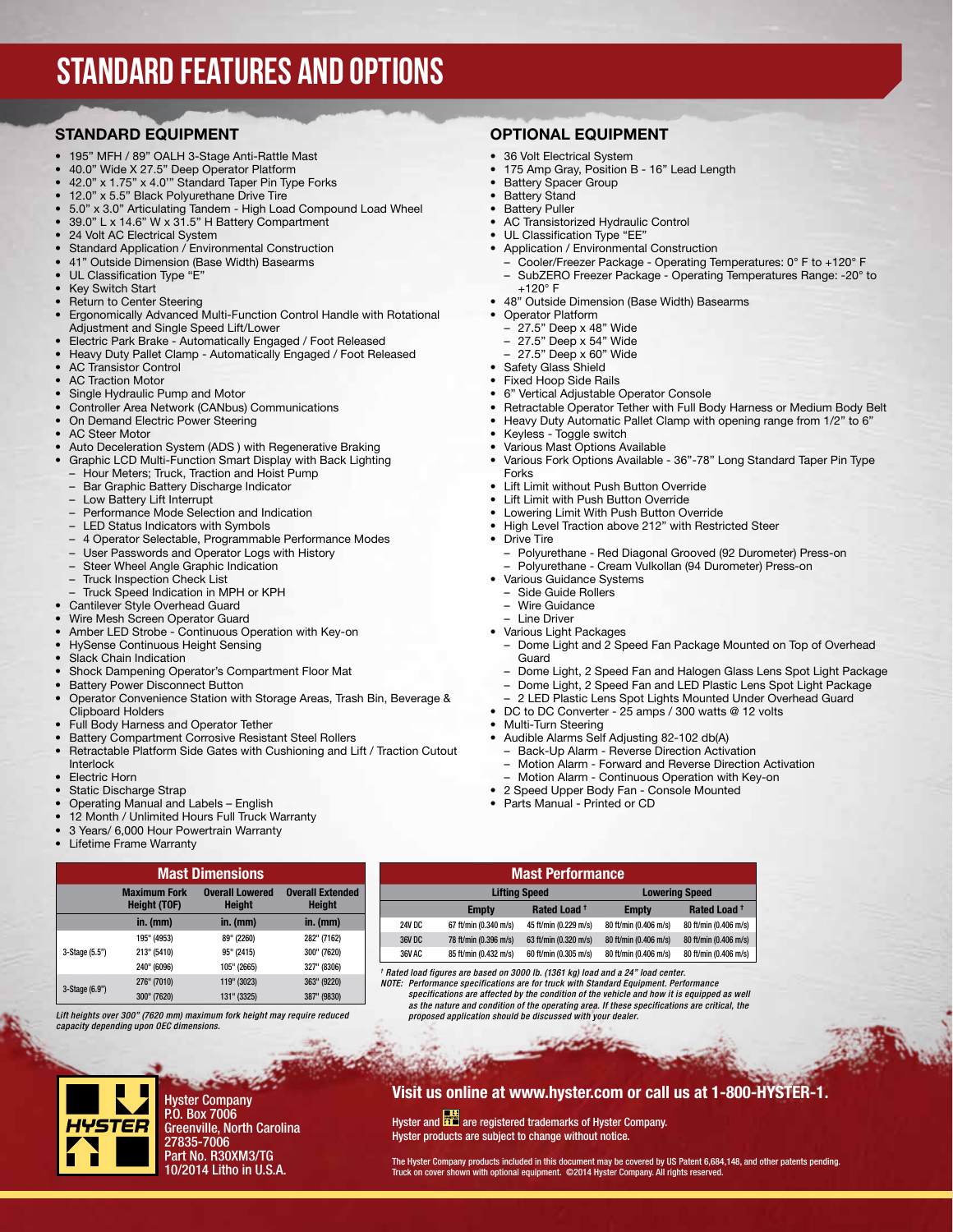# STANDARD FEATURES AND OPTIONS

## STANDARD EQUIPMENT

- 195" MFH / 89" OALH 3-Stage Anti-Rattle Mast
- 40.0" Wide X 27.5" Deep Operator Platform
- 42.0" x 1.75" x 4.0'" Standard Taper Pin Type Forks
- 12.0" x 5.5" Black Polyurethane Drive Tire
- 5.0" x 3.0" Articulating Tandem - High Load Compound Load Wheel
- 39.0" L x 14.6" W x 31.5" H Battery Compartment
- 24 Volt AC Electrical System
- Standard Application / Environmental Construction
- 41" Outside Dimension (Base Width) Basearms
- UL Classification Type "E"
- Key Switch Start
- Return to Center Steering
- Ergonomically Advanced Multi-Function Control Handle with Rotational Adjustment and Single Speed Lift/Lower
- Electric Park Brake - Automatically Engaged / Foot Released
- Heavy Duty Pallet Clamp - Automatically Engaged / Foot Released
- AC Transistor Control
- AC Traction Motor
- Single Hydraulic Pump and Motor
- Controller Area Network (CANbus) Communications
- On Demand Electric Power Steering
- AC Steer Motor
- Auto Deceleration System (ADS ) with Regenerative Braking
- Graphic LCD Multi-Function Smart Display with Back Lighting
  - Hour Meters; Truck, Traction and Hoist Pump
  - Bar Graphic Battery Discharge Indicator
  - Low Battery Lift Interrupt
  - Performance Mode Selection and Indication
  - LED Status Indicators with Symbols
  - 4 Operator Selectable, Programmable Performance Modes
  - User Passwords and Operator Logs with History
  - Steer Wheel Angle Graphic Indication
  - Truck Inspection Check List
  - Truck Speed Indication in MPH or KPH
- Cantilever Style Overhead Guard
- Wire Mesh Screen Operator Guard
- Amber LED Strobe - Continuous Operation with Key-on
- HySense Continuous Height Sensing
- Slack Chain Indication
- Shock Dampening Operator's Compartment Floor Mat
- Battery Power Disconnect Button
- Operator Convenience Station with Storage Areas, Trash Bin, Beverage & Clipboard Holders
- Full Body Harness and Operator Tether
- Battery Compartment Corrosive Resistant Steel Rollers
- Retractable Platform Side Gates with Cushioning and Lift / Traction Cutout Interlock
- Electric Horn
- Static Discharge Strap
- Operating Manual and Labels – English
- 12 Month / Unlimited Hours Full Truck Warranty
- 3 Years/ 6,000 Hour Powertrain Warranty
- Lifetime Frame Warranty

## OPTIONAL EQUIPMENT

- 36 Volt Electrical System
- 175 Amp Gray, Position B - 16" Lead Length
- Battery Spacer Group
- Battery Stand
- Battery Puller
- AC Transistorized Hydraulic Control
- UL Classification Type "EE"
- Application / Environmental Construction
  - Cooler/Freezer Package - Operating Temperatures: 0° F to +120° F
  - SubZERO Freezer Package - Operating Temperatures Range: -20° to +120° F
- 48" Outside Dimension (Base Width) Basearms
- Operator Platform
  - 27.5" Deep x 48" Wide
  - 27.5" Deep x 54" Wide
  - 27.5" Deep x 60" Wide
- Safety Glass Shield
- Fixed Hoop Side Rails
- 6" Vertical Adjustable Operator Console
- Retractable Operator Tether with Full Body Harness or Medium Body Belt
- Heavy Duty Automatic Pallet Clamp with opening range from 1/2" to 6"
- Keyless - Toggle switch
- Various Mast Options Available
- Various Fork Options Available - 36"-78" Long Standard Taper Pin Type Forks
- Lift Limit without Push Button Override
- Lift Limit with Push Button Override
- Lowering Limit With Push Button Override
- High Level Traction above 212" with Restricted Steer
- Drive Tire
  - Polyurethane - Red Diagonal Grooved (92 Durometer) Press-on
  - Polyurethane - Cream Vulkollan (94 Durometer) Press-on
- Various Guidance Systems
  - Side Guide Rollers
  - Wire Guidance
  - Line Driver
- Various Light Packages
  - Dome Light and 2 Speed Fan Package Mounted on Top of Overhead Guard
  - Dome Light, 2 Speed Fan and Halogen Glass Lens Spot Light Package
  - Dome Light, 2 Speed Fan and LED Plastic Lens Spot Light Package
  - 2 LED Plastic Lens Spot Lights Mounted Under Overhead Guard
- DC to DC Converter - 25 amps / 300 watts @ 12 volts
- Multi-Turn Steering
- Audible Alarms Self Adjusting 82-102 db(A)
  - Back-Up Alarm - Reverse Direction Activation
  - Motion Alarm - Forward and Reverse Direction Activation
  - Motion Alarm - Continuous Operation with Key-on
- 2 Speed Upper Body Fan - Console Mounted
- Parts Manual - Printed or CD

### Mast Dimensions

| | Maximum Fork Height (TOF) | Overall Lowered Height | Overall Extended Height |
|---|---|---|---|
| | in. (mm) | in. (mm) | in. (mm) |
| 3-Stage (5.5") | 195" (4953) | 89" (2260) | 282" (7162) |
| | 213" (5410) | 95" (2415) | 300" (7620) |
| | 240" (6096) | 105" (2665) | 327" (8306) |
| 3-Stage (6.9") | 276" (7010) | 119" (3023) | 363" (9220) |
| | 300" (7620) | 131" (3325) | 387" (9830) |

*Lift heights over 300" (7620 mm) maximum fork height may require reduced capacity depending upon OEC dimensions.*

### Mast Performance

| | Lifting Speed | | Lowering Speed | |
|---|---|---|---|---|
| | Empty | Rated Load † | Empty | Rated Load † |
| 24V DC | 67 ft/min (0.340 m/s) | 45 ft/min (0.229 m/s) | 80 ft/min (0.406 m/s) | 80 ft/min (0.406 m/s) |
| 36V DC | 78 ft/min (0.396 m/s) | 63 ft/min (0.320 m/s) | 80 ft/min (0.406 m/s) | 80 ft/min (0.406 m/s) |
| 36V AC | 85 ft/min (0.432 m/s) | 60 ft/min (0.305 m/s) | 80 ft/min (0.406 m/s) | 80 ft/min (0.406 m/s) |

*† Rated load figures are based on 3000 lb. (1361 kg) load and a 24" load center.*

*NOTE: Performance specifications are for truck with Standard Equipment. Performance specifications are affected by the condition of the vehicle and how it is equipped as well as the nature and condition of the operating area. If these specifications are critical, the proposed application should be discussed with your dealer.*

HYSTER

Hyster Company
P.O. Box 7006
Greenville, North Carolina
27835-7006
Part No. R30XM3/TG
10/2014 Litho in U.S.A.

**Visit us online at www.hyster.com or call us at 1-800-HYSTER-1.**

Hyster and [logo] are registered trademarks of Hyster Company.
Hyster products are subject to change without notice.

The Hyster Company products included in this document may be covered by US Patent 6,684,148, and other patents pending. Truck on cover shown with optional equipment. ©2014 Hyster Company. All rights reserved.